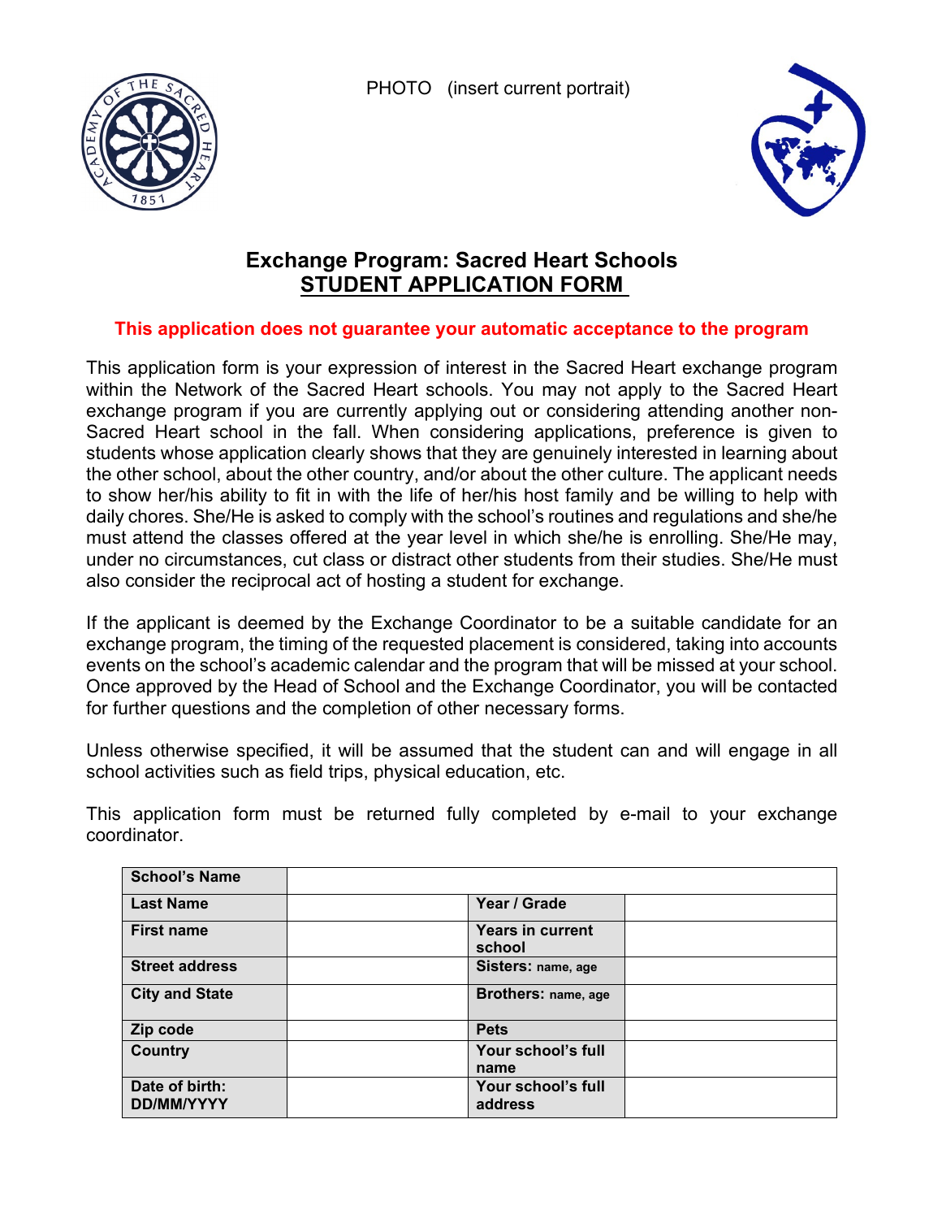PHOTO (insert current portrait)

# Exchange Program: Sacred Heart Schools

## STUDENT APPLICATION FORM

**This application does not guarantee your automatic acceptance to the program**

This application form is your expression of interest in the Sacred Heart exchange program within the Network of the Sacred Heart schools. You may not apply to the Sacred Heart exchange program if you are currently applying out or considering attending another non-Sacred Heart school in the fall. When considering applications, preference is given to students whose application clearly shows that they are genuinely interested in learning about the other school, about the other country, and/or about the other culture. The applicant needs to show her/his ability to fit in with the life of her/his host family and be willing to help with daily chores. She/He is asked to comply with the school's routines and regulations and she/he must attend the classes offered at the year level in which she/he is enrolling. She/He may, under no circumstances, cut class or distract other students from their studies. She/He must also consider the reciprocal act of hosting a student for exchange.

If the applicant is deemed by the Exchange Coordinator to be a suitable candidate for an exchange program, the timing of the requested placement is considered, taking into accounts events on the school's academic calendar and the program that will be missed at your school. Once approved by the Head of School and the Exchange Coordinator, you will be contacted for further questions and the completion of other necessary forms.

Unless otherwise specified, it will be assumed that the student can and will engage in all school activities such as field trips, physical education, etc.

This application form must be returned fully completed by e-mail to your exchange coordinator.

| **School's Name** | | | |
|---|---|---|---|
| **Last Name** | | **Year / Grade** | |
| **First name** | | **Years in current school** | |
| **Street address** | | **Sisters:** name, age | |
| **City and State** | | **Brothers:** name, age | |
| **Zip code** | | **Pets** | |
| **Country** | | **Your school's full name** | |
| **Date of birth: DD/MM/YYYY** | | **Your school's full address** | |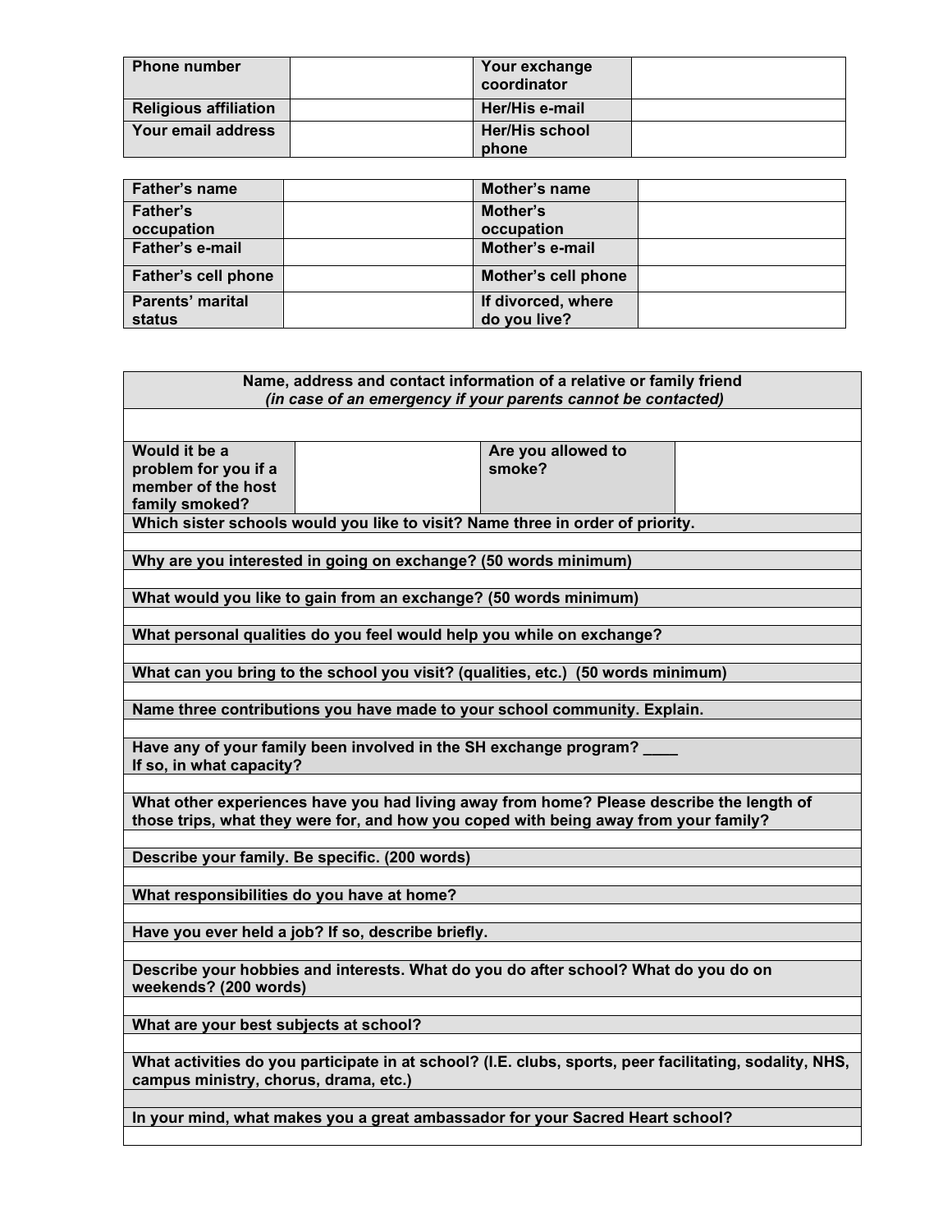| Phone number | | Your exchange coordinator | |
|---|---|---|---|
| Religious affiliation | | Her/His e-mail | |
| Your email address | | Her/His school phone | |

| Father's name | | Mother's name | |
|---|---|---|---|
| Father's occupation | | Mother's occupation | |
| Father's e-mail | | Mother's e-mail | |
| Father's cell phone | | Mother's cell phone | |
| Parents' marital status | | If divorced, where do you live? | |

| **Name, address and contact information of a relative or family friend** *(in case of an emergency if your parents cannot be contacted)* | | | |
|---|---|---|---|
| | | | |
| **Would it be a problem for you if a member of the host family smoked?** | | **Are you allowed to smoke?** | |

**Which sister schools would you like to visit? Name three in order of priority.**

**Why are you interested in going on exchange? (50 words minimum)**

**What would you like to gain from an exchange? (50 words minimum)**

**What personal qualities do you feel would help you while on exchange?**

**What can you bring to the school you visit? (qualities, etc.) (50 words minimum)**

**Name three contributions you have made to your school community. Explain.**

**Have any of your family been involved in the SH exchange program? ____**
**If so, in what capacity?**

**What other experiences have you had living away from home? Please describe the length of those trips, what they were for, and how you coped with being away from your family?**

**Describe your family. Be specific. (200 words)**

**What responsibilities do you have at home?**

**Have you ever held a job? If so, describe briefly.**

**Describe your hobbies and interests. What do you do after school? What do you do on weekends? (200 words)**

**What are your best subjects at school?**

**What activities do you participate in at school? (I.E. clubs, sports, peer facilitating, sodality, NHS, campus ministry, chorus, drama, etc.)**

**In your mind, what makes you a great ambassador for your Sacred Heart school?**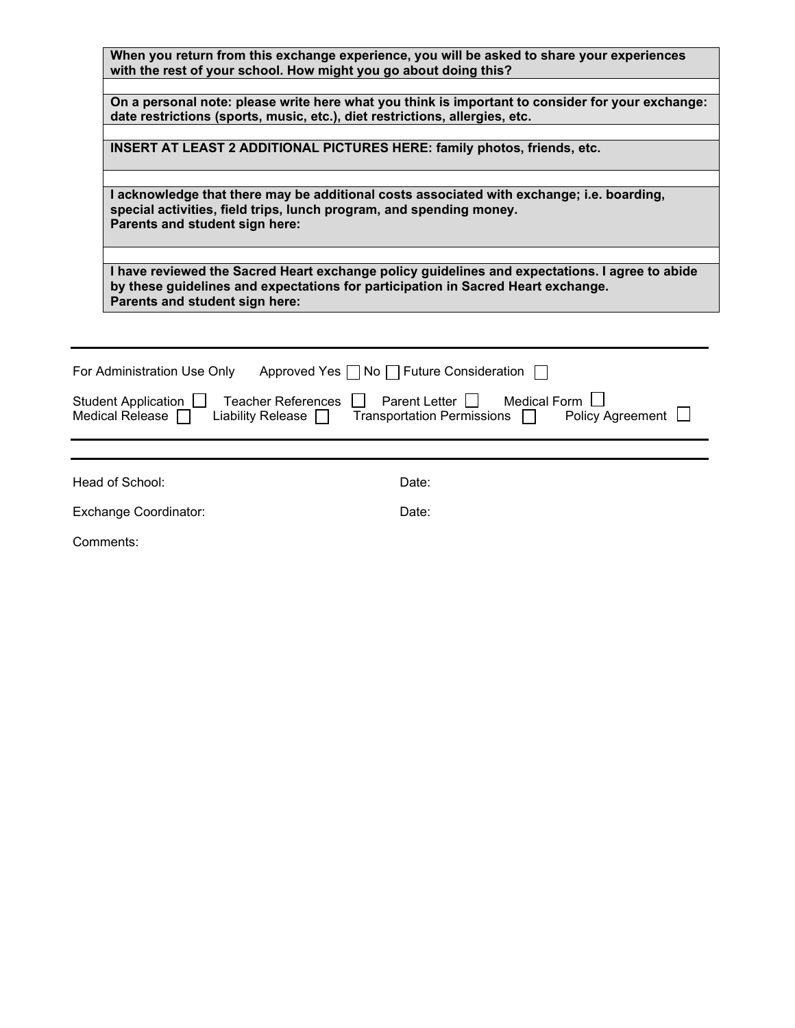| |
|---|
| **When you return from this exchange experience, you will be asked to share your experiences with the rest of your school. How might you go about doing this?** |
| |
| **On a personal note: please write here what you think is important to consider for your exchange: date restrictions (sports, music, etc.), diet restrictions, allergies, etc.** |
| |
| **INSERT AT LEAST 2 ADDITIONAL PICTURES HERE: family photos, friends, etc.** |
| |
| **I acknowledge that there may be additional costs associated with exchange; i.e. boarding, special activities, field trips, lunch program, and spending money.**<br>**Parents and student sign here:** |
| |
| **I have reviewed the Sacred Heart exchange policy guidelines and expectations. I agree to abide by these guidelines and expectations for participation in Sacred Heart exchange.**<br>**Parents and student sign here:** |

---

For Administration Use Only    Approved Yes ☐ No ☐ Future Consideration ☐

Student Application ☐   Teacher References ☐   Parent Letter ☐   Medical Form ☐
Medical Release ☐   Liability Release ☐   Transportation Permissions ☐   Policy Agreement ☐

---

Head of School:    Date:

Exchange Coordinator:    Date:

Comments: